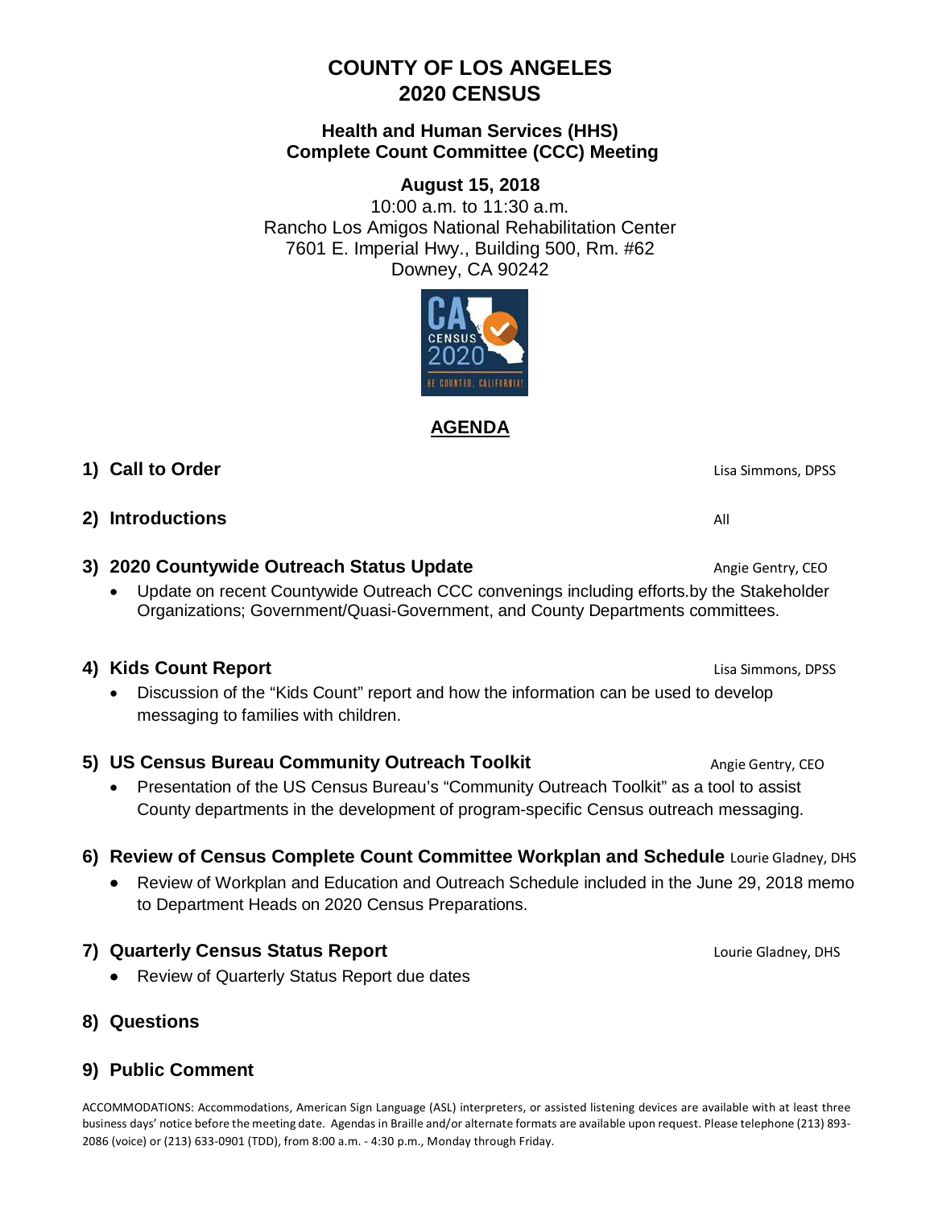# COUNTY OF LOS ANGELES
# 2020 CENSUS

## Health and Human Services (HHS)
## Complete Count Committee (CCC) Meeting

**August 15, 2018**

10:00 a.m. to 11:30 a.m.
Rancho Los Amigos National Rehabilitation Center
7601 E. Imperial Hwy., Building 500, Rm. #62
Downey, CA 90242

## AGENDA

**1) Call to Order** — Lisa Simmons, DPSS

**2) Introductions** — All

**3) 2020 Countywide Outreach Status Update** — Angie Gentry, CEO

- Update on recent Countywide Outreach CCC convenings including efforts.by the Stakeholder Organizations; Government/Quasi-Government, and County Departments committees.

**4) Kids Count Report** — Lisa Simmons, DPSS

- Discussion of the "Kids Count" report and how the information can be used to develop messaging to families with children.

**5) US Census Bureau Community Outreach Toolkit** — Angie Gentry, CEO

- Presentation of the US Census Bureau's "Community Outreach Toolkit" as a tool to assist County departments in the development of program-specific Census outreach messaging.

**6) Review of Census Complete Count Committee Workplan and Schedule** — Lourie Gladney, DHS

- Review of Workplan and Education and Outreach Schedule included in the June 29, 2018 memo to Department Heads on 2020 Census Preparations.

**7) Quarterly Census Status Report** — Lourie Gladney, DHS

- Review of Quarterly Status Report due dates

**8) Questions**

**9) Public Comment**

ACCOMMODATIONS: Accommodations, American Sign Language (ASL) interpreters, or assisted listening devices are available with at least three business days' notice before the meeting date. Agendas in Braille and/or alternate formats are available upon request. Please telephone (213) 893-2086 (voice) or (213) 633-0901 (TDD), from 8:00 a.m. - 4:30 p.m., Monday through Friday.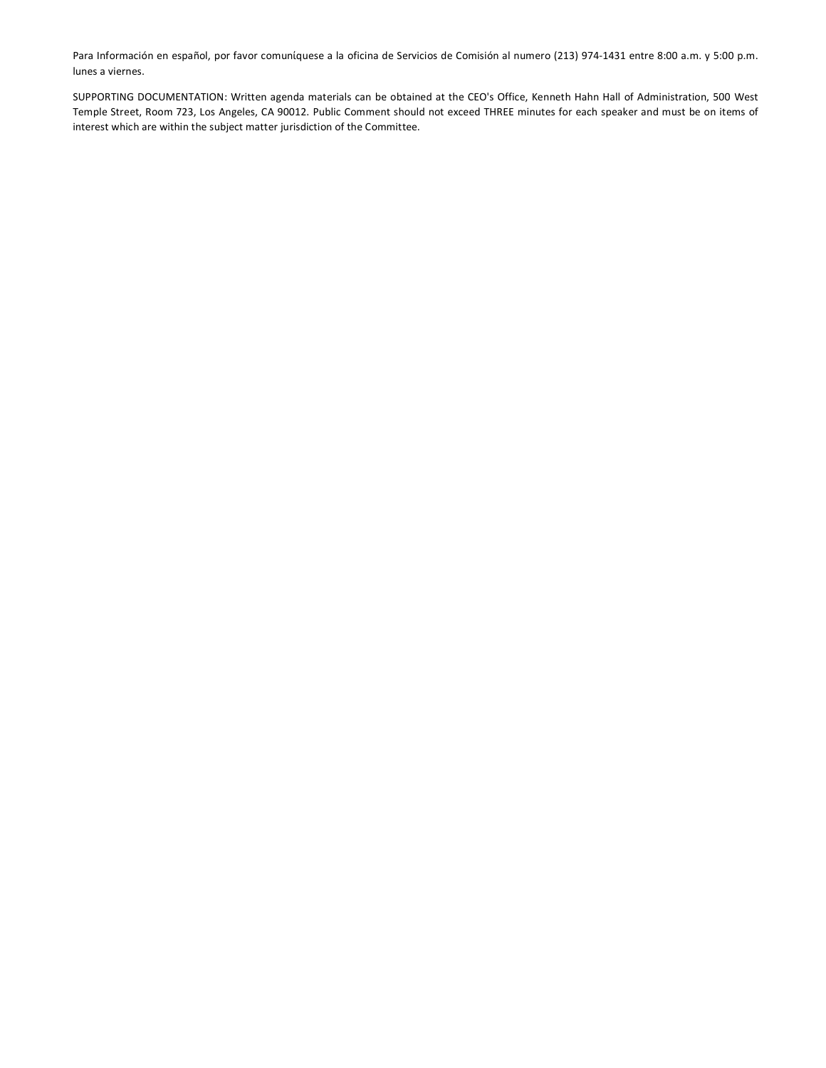Para Información en español, por favor comuníquese a la oficina de Servicios de Comisión al numero (213) 974-1431 entre 8:00 a.m. y 5:00 p.m. lunes a viernes.

SUPPORTING DOCUMENTATION: Written agenda materials can be obtained at the CEO's Office, Kenneth Hahn Hall of Administration, 500 West Temple Street, Room 723, Los Angeles, CA 90012. Public Comment should not exceed THREE minutes for each speaker and must be on items of interest which are within the subject matter jurisdiction of the Committee.